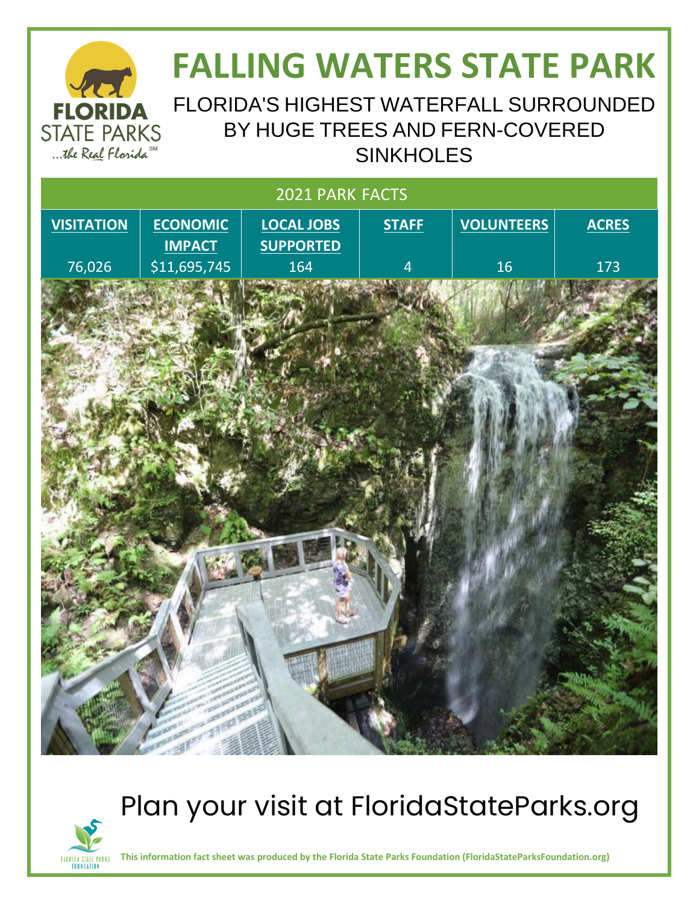# FALLING WATERS STATE PARK

FLORIDA'S HIGHEST WATERFALL SURROUNDED BY HUGE TREES AND FERN-COVERED SINKHOLES

2021 PARK FACTS

| VISITATION | ECONOMIC IMPACT | LOCAL JOBS SUPPORTED | STAFF | VOLUNTEERS | ACRES |
|---|---|---|---|---|---|
| 76,026 | $11,695,745 | 164 | 4 | 16 | 173 |

Plan your visit at FloridaStateParks.org

**This information fact sheet was produced by the Florida State Parks Foundation (FloridaStateParksFoundation.org)**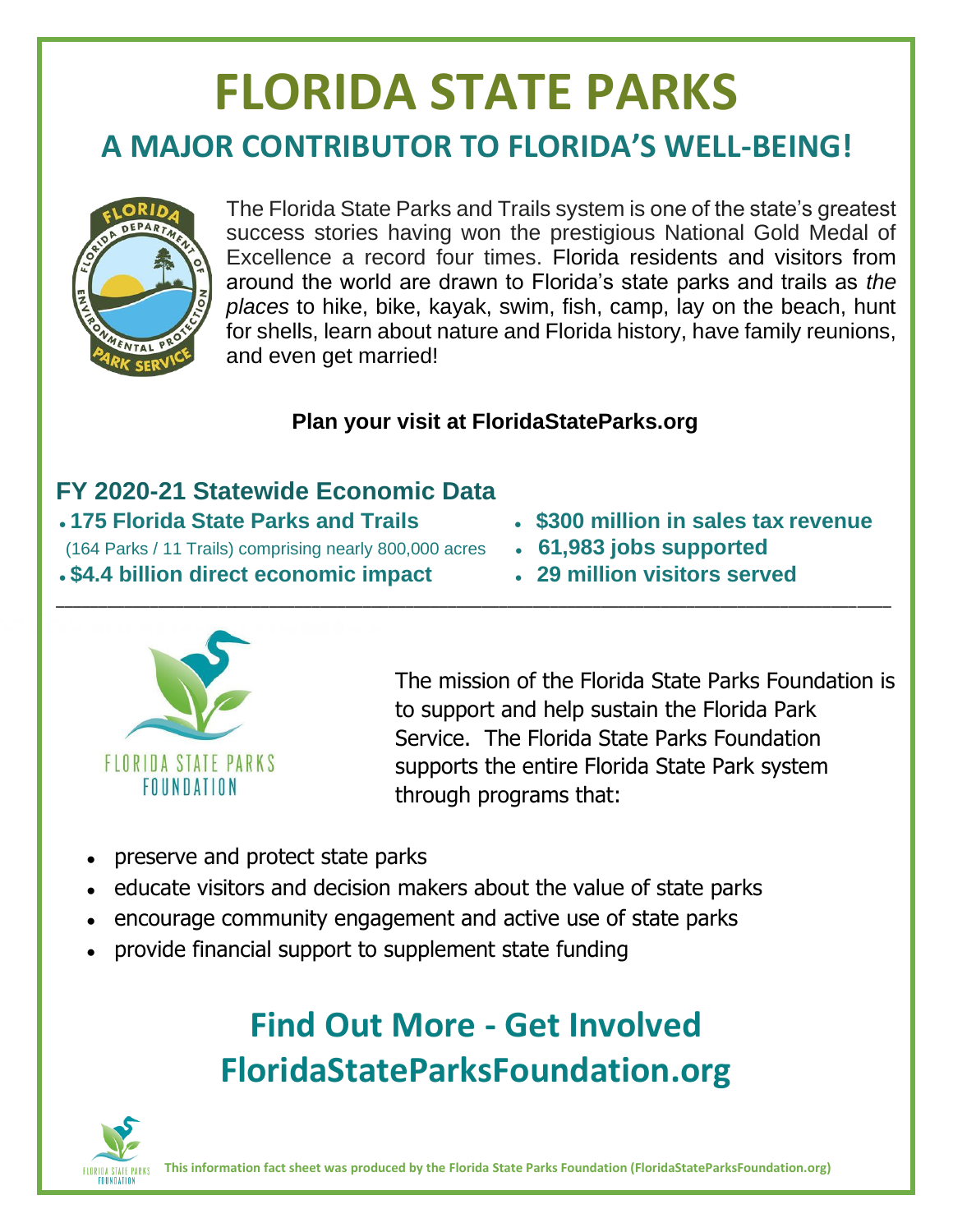# FLORIDA STATE PARKS

## A MAJOR CONTRIBUTOR TO FLORIDA'S WELL-BEING!

The Florida State Parks and Trails system is one of the state's greatest success stories having won the prestigious National Gold Medal of Excellence a record four times. Florida residents and visitors from around the world are drawn to Florida's state parks and trails as *the places* to hike, bike, kayak, swim, fish, camp, lay on the beach, hunt for shells, learn about nature and Florida history, have family reunions, and even get married!

**Plan your visit at FloridaStateParks.org**

### FY 2020-21 Statewide Economic Data

- **175 Florida State Parks and Trails** (164 Parks / 11 Trails) comprising nearly 800,000 acres
- **$4.4 billion direct economic impact**
- **$300 million in sales tax revenue**
- **61,983 jobs supported**
- **29 million visitors served**

---

The mission of the Florida State Parks Foundation is to support and help sustain the Florida Park Service. The Florida State Parks Foundation supports the entire Florida State Park system through programs that:

- preserve and protect state parks
- educate visitors and decision makers about the value of state parks
- encourage community engagement and active use of state parks
- provide financial support to supplement state funding

## Find Out More - Get Involved
## FloridaStateParksFoundation.org

**This information fact sheet was produced by the Florida State Parks Foundation (FloridaStateParksFoundation.org)**